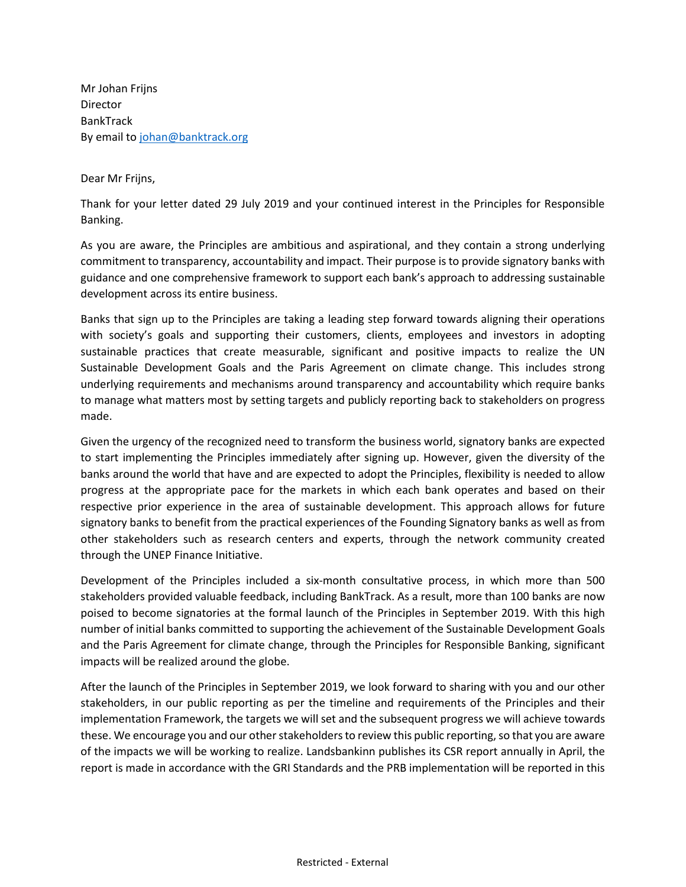Mr Johan Frijns
Director
BankTrack
By email to johan@banktrack.org

Dear Mr Frijns,

Thank for your letter dated 29 July 2019 and your continued interest in the Principles for Responsible Banking.

As you are aware, the Principles are ambitious and aspirational, and they contain a strong underlying commitment to transparency, accountability and impact. Their purpose is to provide signatory banks with guidance and one comprehensive framework to support each bank's approach to addressing sustainable development across its entire business.

Banks that sign up to the Principles are taking a leading step forward towards aligning their operations with society's goals and supporting their customers, clients, employees and investors in adopting sustainable practices that create measurable, significant and positive impacts to realize the UN Sustainable Development Goals and the Paris Agreement on climate change. This includes strong underlying requirements and mechanisms around transparency and accountability which require banks to manage what matters most by setting targets and publicly reporting back to stakeholders on progress made.

Given the urgency of the recognized need to transform the business world, signatory banks are expected to start implementing the Principles immediately after signing up. However, given the diversity of the banks around the world that have and are expected to adopt the Principles, flexibility is needed to allow progress at the appropriate pace for the markets in which each bank operates and based on their respective prior experience in the area of sustainable development. This approach allows for future signatory banks to benefit from the practical experiences of the Founding Signatory banks as well as from other stakeholders such as research centers and experts, through the network community created through the UNEP Finance Initiative.

Development of the Principles included a six-month consultative process, in which more than 500 stakeholders provided valuable feedback, including BankTrack. As a result, more than 100 banks are now poised to become signatories at the formal launch of the Principles in September 2019. With this high number of initial banks committed to supporting the achievement of the Sustainable Development Goals and the Paris Agreement for climate change, through the Principles for Responsible Banking, significant impacts will be realized around the globe.

After the launch of the Principles in September 2019, we look forward to sharing with you and our other stakeholders, in our public reporting as per the timeline and requirements of the Principles and their implementation Framework, the targets we will set and the subsequent progress we will achieve towards these. We encourage you and our other stakeholders to review this public reporting, so that you are aware of the impacts we will be working to realize. Landsbankinn publishes its CSR report annually in April, the report is made in accordance with the GRI Standards and the PRB implementation will be reported in this

Restricted - External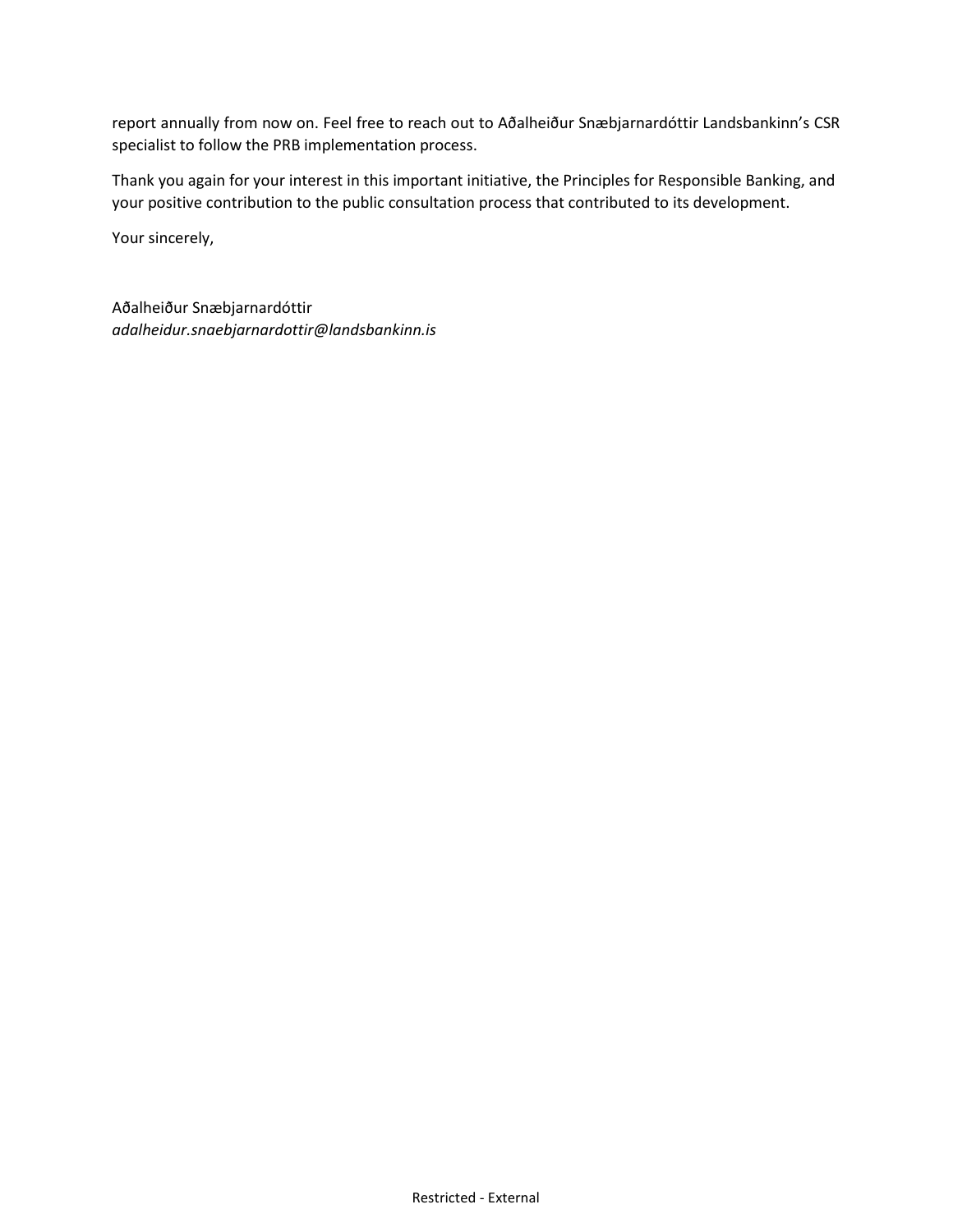report annually from now on. Feel free to reach out to Aðalheiður Snæbjarnardóttir Landsbankinn's CSR specialist to follow the PRB implementation process.

Thank you again for your interest in this important initiative, the Principles for Responsible Banking, and your positive contribution to the public consultation process that contributed to its development.

Your sincerely,

Aðalheiður Snæbjarnardóttir
*adalheidur.snaebjarnardottir@landsbankinn.is*